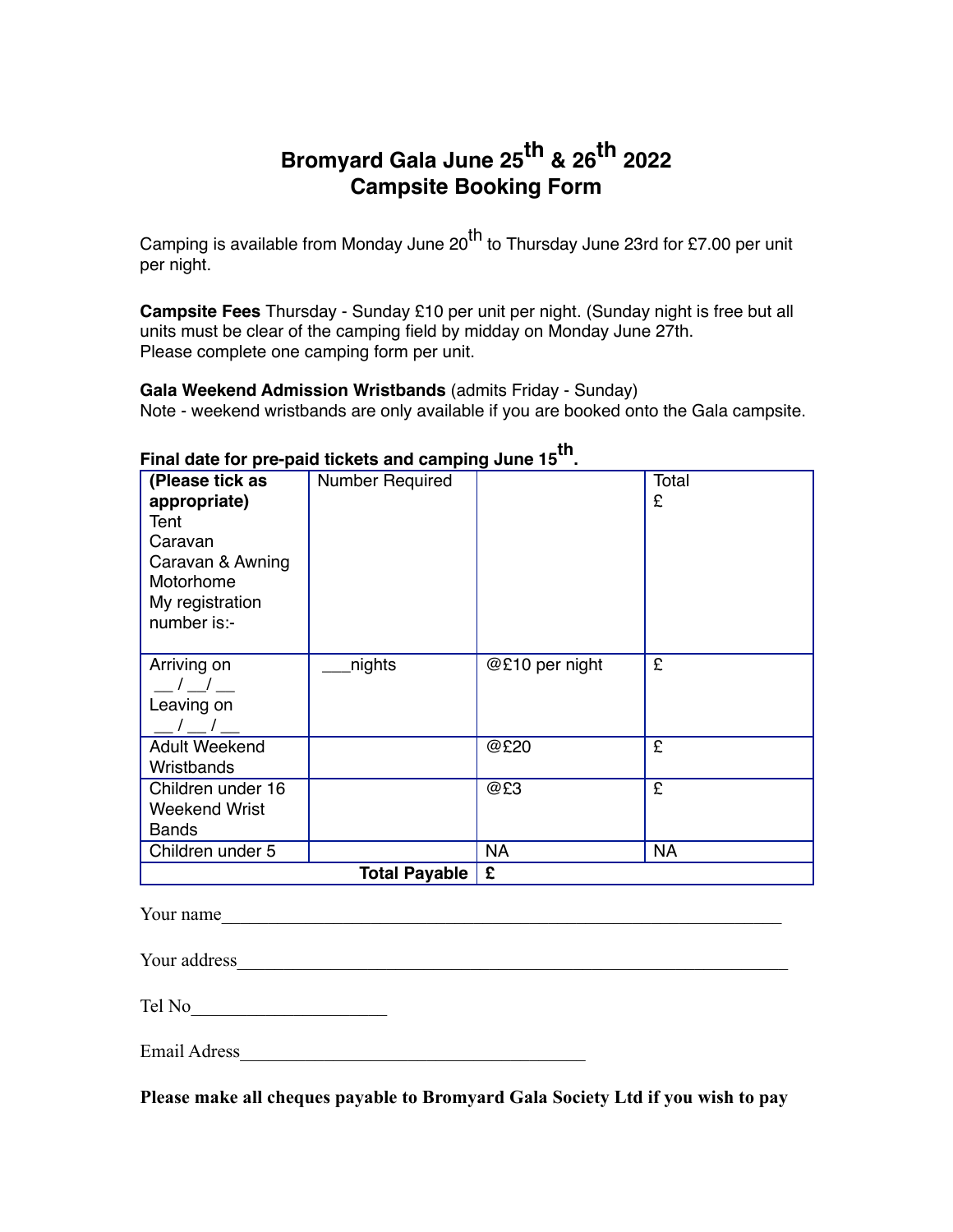# Bromyard Gala June 25th & 26th 2022
## Campsite Booking Form

Camping is available from Monday June 20th to Thursday June 23rd for £7.00 per unit per night.

**Campsite Fees** Thursday - Sunday £10 per unit per night. (Sunday night is free but all units must be clear of the camping field by midday on Monday June 27th.
Please complete one camping form per unit.

**Gala Weekend Admission Wristbands** (admits Friday - Sunday)
Note - weekend wristbands are only available if you are booked onto the Gala campsite.

**Final date for pre-paid tickets and camping June 15th.**

| **(Please tick as appropriate)**<br>Tent<br>Caravan<br>Caravan & Awning<br>Motorhome<br>My registration number is:- | Number Required | | Total<br>£ |
|---|---|---|---|
| Arriving on<br>__ / __/ __<br>Leaving on<br>__ / __ / __ | ___nights | @£10 per night | £ |
| Adult Weekend Wristbands | | @£20 | £ |
| Children under 16 Weekend Wrist Bands | | @£3 | £ |
| Children under 5 | | NA | NA |
| | **Total Payable** | **£** | |

Your name________________________________________________________________

Your address______________________________________________________________

Tel No______________________

Email Adress_______________________________________

**Please make all cheques payable to Bromyard Gala Society Ltd if you wish to pay**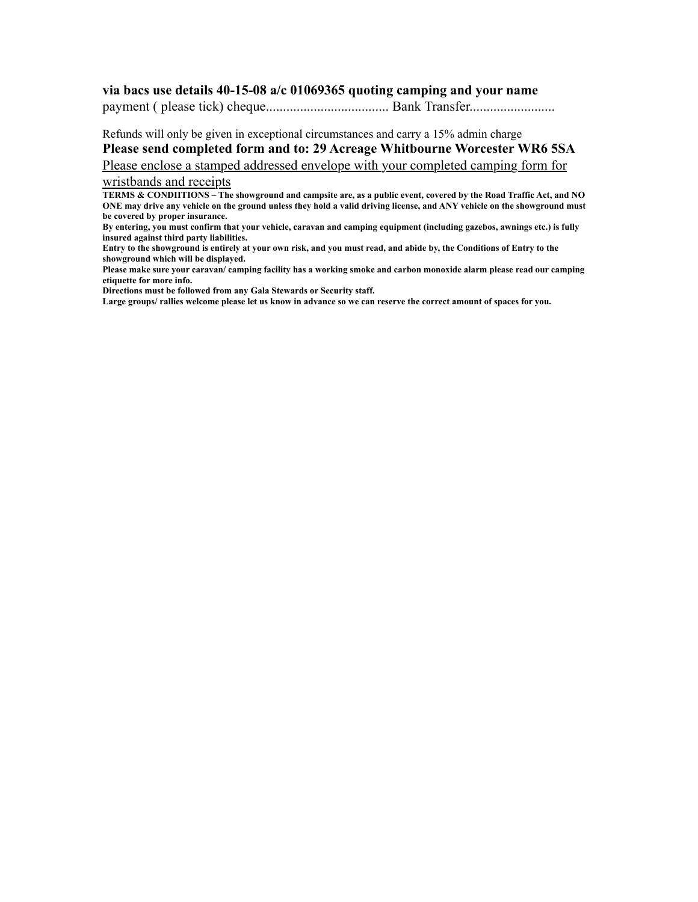**via bacs use details 40-15-08 a/c 01069365 quoting camping and your name**

payment ( please tick) cheque.................................... Bank Transfer.........................

Refunds will only be given in exceptional circumstances and carry a 15% admin charge

**Please send completed form and to: 29 Acreage Whitbourne Worcester WR6 5SA**

<u>Please enclose a stamped addressed envelope with your completed camping form for wristbands and receipts</u>

**TERMS & CONDIITIONS – The showground and campsite are, as a public event, covered by the Road Traffic Act, and NO ONE may drive any vehicle on the ground unless they hold a valid driving license, and ANY vehicle on the showground must be covered by proper insurance.**

**By entering, you must confirm that your vehicle, caravan and camping equipment (including gazebos, awnings etc.) is fully insured against third party liabilities.**

**Entry to the showground is entirely at your own risk, and you must read, and abide by, the Conditions of Entry to the showground which will be displayed.**

**Please make sure your caravan/ camping facility has a working smoke and carbon monoxide alarm please read our camping etiquette for more info.**

**Directions must be followed from any Gala Stewards or Security staff.**

**Large groups/ rallies welcome please let us know in advance so we can reserve the correct amount of spaces for you.**